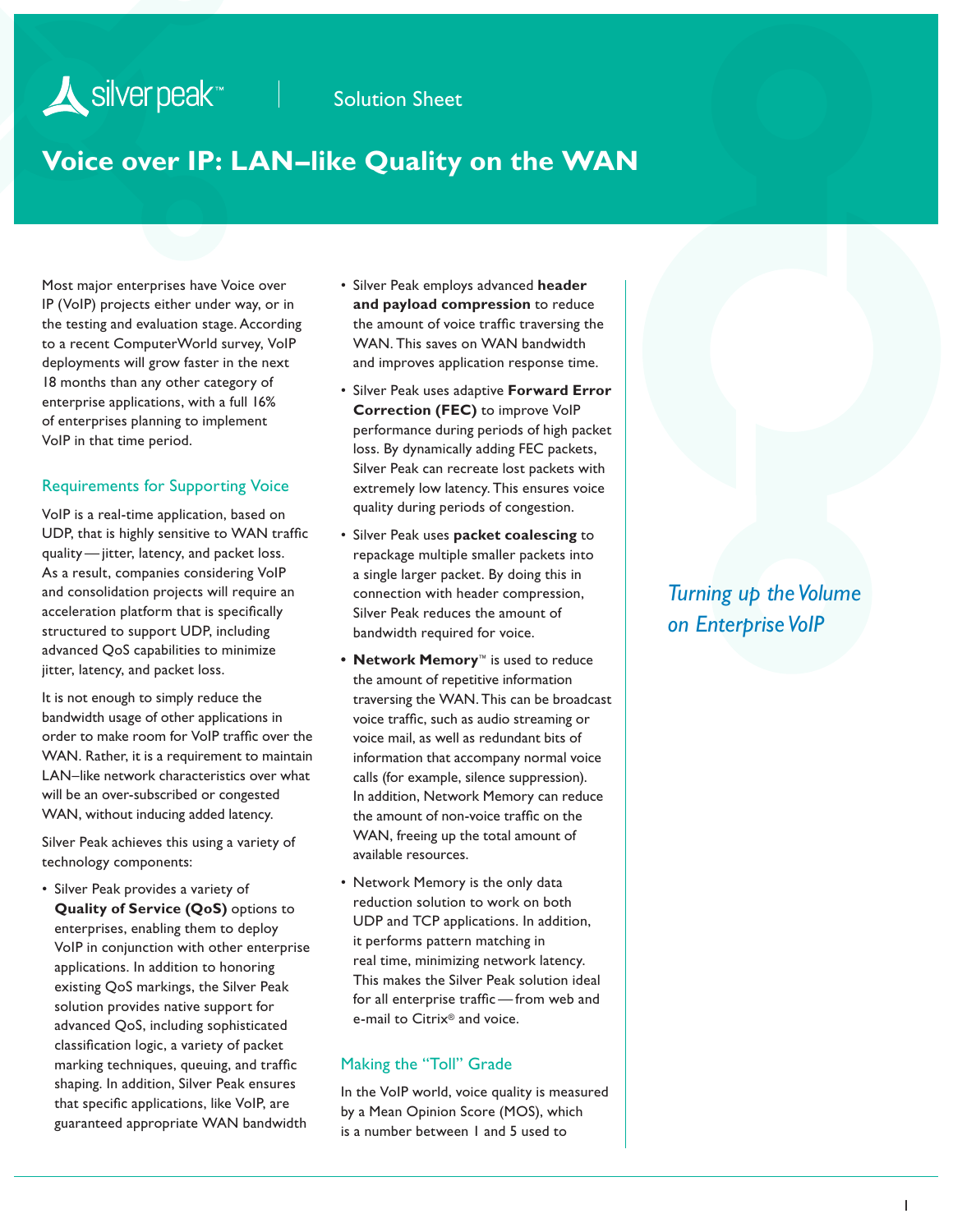Solution Sheet

# Voice over IP: LAN–like Quality on the WAN

Most major enterprises have Voice over IP (VoIP) projects either under way, or in the testing and evaluation stage. According to a recent ComputerWorld survey, VoIP deployments will grow faster in the next 18 months than any other category of enterprise applications, with a full 16% of enterprises planning to implement VoIP in that time period.

## Requirements for Supporting Voice

VoIP is a real-time application, based on UDP, that is highly sensitive to WAN traffic quality — jitter, latency, and packet loss. As a result, companies considering VoIP and consolidation projects will require an acceleration platform that is specifically structured to support UDP, including advanced QoS capabilities to minimize jitter, latency, and packet loss.

It is not enough to simply reduce the bandwidth usage of other applications in order to make room for VoIP traffic over the WAN. Rather, it is a requirement to maintain LAN–like network characteristics over what will be an over-subscribed or congested WAN, without inducing added latency.

Silver Peak achieves this using a variety of technology components:

- Silver Peak provides a variety of **Quality of Service (QoS)** options to enterprises, enabling them to deploy VoIP in conjunction with other enterprise applications. In addition to honoring existing QoS markings, the Silver Peak solution provides native support for advanced QoS, including sophisticated classification logic, a variety of packet marking techniques, queuing, and traffic shaping. In addition, Silver Peak ensures that specific applications, like VoIP, are guaranteed appropriate WAN bandwidth
- Silver Peak employs advanced **header and payload compression** to reduce the amount of voice traffic traversing the WAN. This saves on WAN bandwidth and improves application response time.
- Silver Peak uses adaptive **Forward Error Correction (FEC)** to improve VoIP performance during periods of high packet loss. By dynamically adding FEC packets, Silver Peak can recreate lost packets with extremely low latency. This ensures voice quality during periods of congestion.
- Silver Peak uses **packet coalescing** to repackage multiple smaller packets into a single larger packet. By doing this in connection with header compression, Silver Peak reduces the amount of bandwidth required for voice.
- **Network Memory**™ is used to reduce the amount of repetitive information traversing the WAN. This can be broadcast voice traffic, such as audio streaming or voice mail, as well as redundant bits of information that accompany normal voice calls (for example, silence suppression). In addition, Network Memory can reduce the amount of non-voice traffic on the WAN, freeing up the total amount of available resources.
- Network Memory is the only data reduction solution to work on both UDP and TCP applications. In addition, it performs pattern matching in real time, minimizing network latency. This makes the Silver Peak solution ideal for all enterprise traffic — from web and e-mail to Citrix® and voice.

## Making the "Toll" Grade

In the VoIP world, voice quality is measured by a Mean Opinion Score (MOS), which is a number between 1 and 5 used to

*Turning up the Volume on Enterprise VoIP*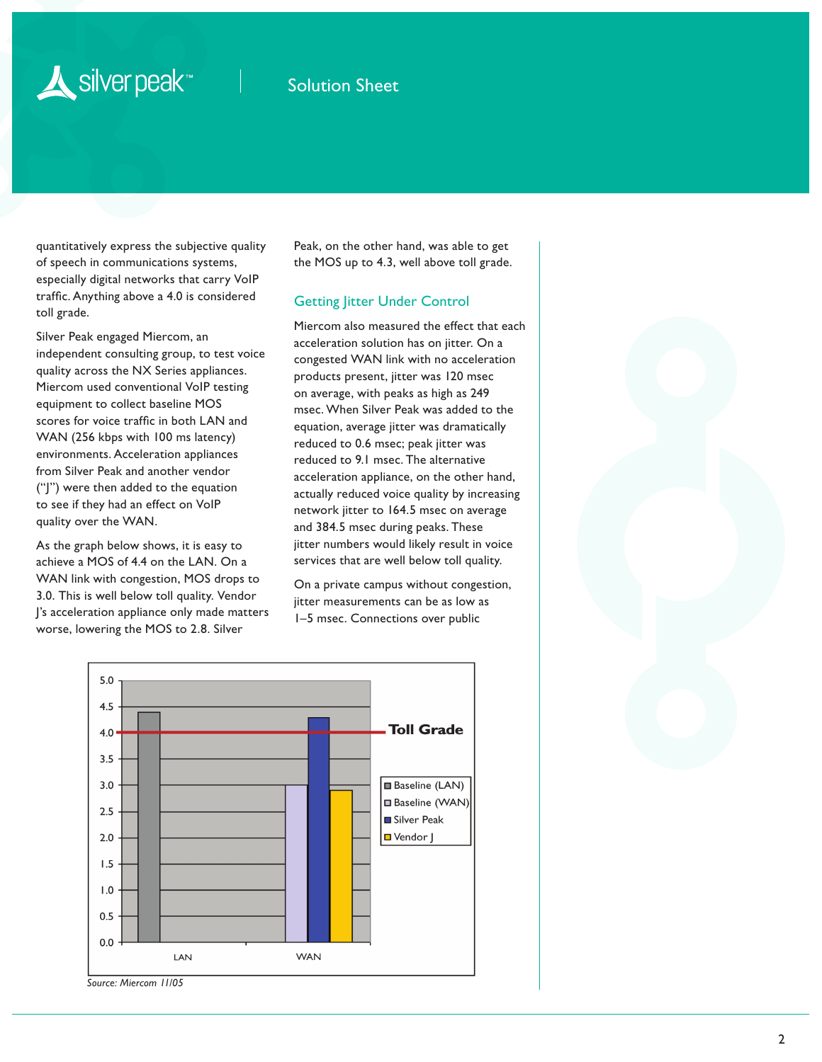quantitatively express the subjective quality of speech in communications systems, especially digital networks that carry VoIP traffic. Anything above a 4.0 is considered toll grade.

Silver Peak engaged Miercom, an independent consulting group, to test voice quality across the NX Series appliances. Miercom used conventional VoIP testing equipment to collect baseline MOS scores for voice traffic in both LAN and WAN (256 kbps with 100 ms latency) environments. Acceleration appliances from Silver Peak and another vendor ("J") were then added to the equation to see if they had an effect on VoIP quality over the WAN.

As the graph below shows, it is easy to achieve a MOS of 4.4 on the LAN. On a WAN link with congestion, MOS drops to 3.0. This is well below toll quality. Vendor J's acceleration appliance only made matters worse, lowering the MOS to 2.8. Silver Peak, on the other hand, was able to get the MOS up to 4.3, well above toll grade.

## Getting Jitter Under Control

Miercom also measured the effect that each acceleration solution has on jitter. On a congested WAN link with no acceleration products present, jitter was 120 msec on average, with peaks as high as 249 msec. When Silver Peak was added to the equation, average jitter was dramatically reduced to 0.6 msec; peak jitter was reduced to 9.1 msec. The alternative acceleration appliance, on the other hand, actually reduced voice quality by increasing network jitter to 164.5 msec on average and 384.5 msec during peaks. These jitter numbers would likely result in voice services that are well below toll quality.

On a private campus without congestion, jitter measurements can be as low as 1–5 msec. Connections over public

*Source: Miercom 11/05*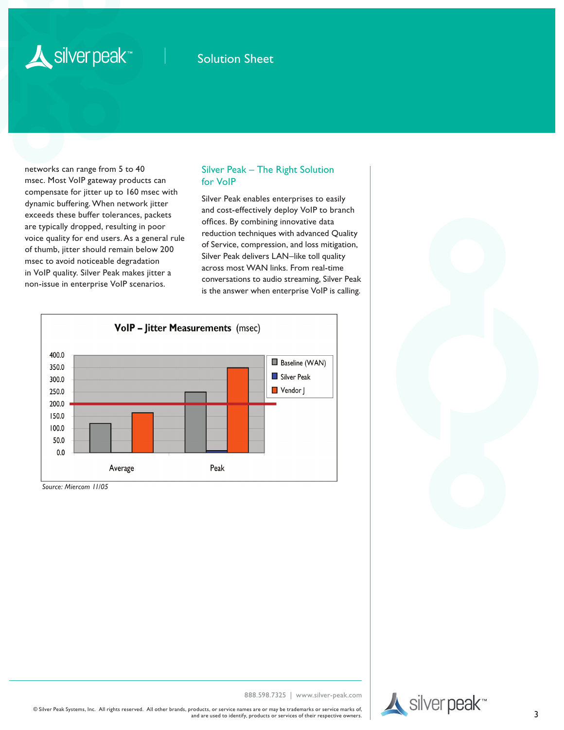networks can range from 5 to 40 msec. Most VoIP gateway products can compensate for jitter up to 160 msec with dynamic buffering. When network jitter exceeds these buffer tolerances, packets are typically dropped, resulting in poor voice quality for end users. As a general rule of thumb, jitter should remain below 200 msec to avoid noticeable degradation in VoIP quality. Silver Peak makes jitter a non-issue in enterprise VoIP scenarios.

## Silver Peak – The Right Solution for VoIP

Silver Peak enables enterprises to easily and cost-effectively deploy VoIP to branch offices. By combining innovative data reduction techniques with advanced Quality of Service, compression, and loss mitigation, Silver Peak delivers LAN–like toll quality across most WAN links. From real-time conversations to audio streaming, Silver Peak is the answer when enterprise VoIP is calling.

**VoIP – Jitter Measurements** (msec)

400.0
350.0
300.0
250.0
200.0
150.0
100.0
50.0
0.0

Average
Peak

Baseline (WAN)
Silver Peak
Vendor J

*Source: Miercom 11/05*

888.598.7325 | www.silver-peak.com

© Silver Peak Systems, Inc. All rights reserved. All other brands, products, or service names are or may be trademarks or service marks of, and are used to identify, products or services of their respective owners.